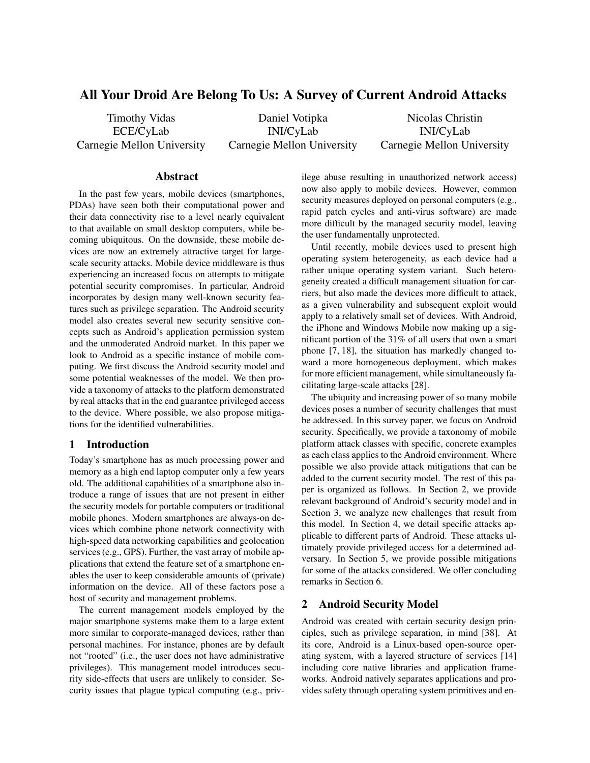# All Your Droid Are Belong To Us: A Survey of Current Android Attacks

Timothy Vidas
ECE/CyLab
Carnegie Mellon University

Daniel Votipka
INI/CyLab
Carnegie Mellon University

Nicolas Christin
INI/CyLab
Carnegie Mellon University

## Abstract

In the past few years, mobile devices (smartphones, PDAs) have seen both their computational power and their data connectivity rise to a level nearly equivalent to that available on small desktop computers, while becoming ubiquitous. On the downside, these mobile devices are now an extremely attractive target for large-scale security attacks. Mobile device middleware is thus experiencing an increased focus on attempts to mitigate potential security compromises. In particular, Android incorporates by design many well-known security features such as privilege separation. The Android security model also creates several new security sensitive concepts such as Android's application permission system and the unmoderated Android market. In this paper we look to Android as a specific instance of mobile computing. We first discuss the Android security model and some potential weaknesses of the model. We then provide a taxonomy of attacks to the platform demonstrated by real attacks that in the end guarantee privileged access to the device. Where possible, we also propose mitigations for the identified vulnerabilities.

## 1 Introduction

Today's smartphone has as much processing power and memory as a high end laptop computer only a few years old. The additional capabilities of a smartphone also introduce a range of issues that are not present in either the security models for portable computers or traditional mobile phones. Modern smartphones are always-on devices which combine phone network connectivity with high-speed data networking capabilities and geolocation services (e.g., GPS). Further, the vast array of mobile applications that extend the feature set of a smartphone enables the user to keep considerable amounts of (private) information on the device. All of these factors pose a host of security and management problems.

The current management models employed by the major smartphone systems make them to a large extent more similar to corporate-managed devices, rather than personal machines. For instance, phones are by default not "rooted" (i.e., the user does not have administrative privileges). This management model introduces security side-effects that users are unlikely to consider. Security issues that plague typical computing (e.g., privilege abuse resulting in unauthorized network access) now also apply to mobile devices. However, common security measures deployed on personal computers (e.g., rapid patch cycles and anti-virus software) are made more difficult by the managed security model, leaving the user fundamentally unprotected.

Until recently, mobile devices used to present high operating system heterogeneity, as each device had a rather unique operating system variant. Such heterogeneity created a difficult management situation for carriers, but also made the devices more difficult to attack, as a given vulnerability and subsequent exploit would apply to a relatively small set of devices. With Android, the iPhone and Windows Mobile now making up a significant portion of the 31% of all users that own a smart phone [7, 18], the situation has markedly changed toward a more homogeneous deployment, which makes for more efficient management, while simultaneously facilitating large-scale attacks [28].

The ubiquity and increasing power of so many mobile devices poses a number of security challenges that must be addressed. In this survey paper, we focus on Android security. Specifically, we provide a taxonomy of mobile platform attack classes with specific, concrete examples as each class applies to the Android environment. Where possible we also provide attack mitigations that can be added to the current security model. The rest of this paper is organized as follows. In Section 2, we provide relevant background of Android's security model and in Section 3, we analyze new challenges that result from this model. In Section 4, we detail specific attacks applicable to different parts of Android. These attacks ultimately provide privileged access for a determined adversary. In Section 5, we provide possible mitigations for some of the attacks considered. We offer concluding remarks in Section 6.

## 2 Android Security Model

Android was created with certain security design principles, such as privilege separation, in mind [38]. At its core, Android is a Linux-based open-source operating system, with a layered structure of services [14] including core native libraries and application frameworks. Android natively separates applications and provides safety through operating system primitives and en-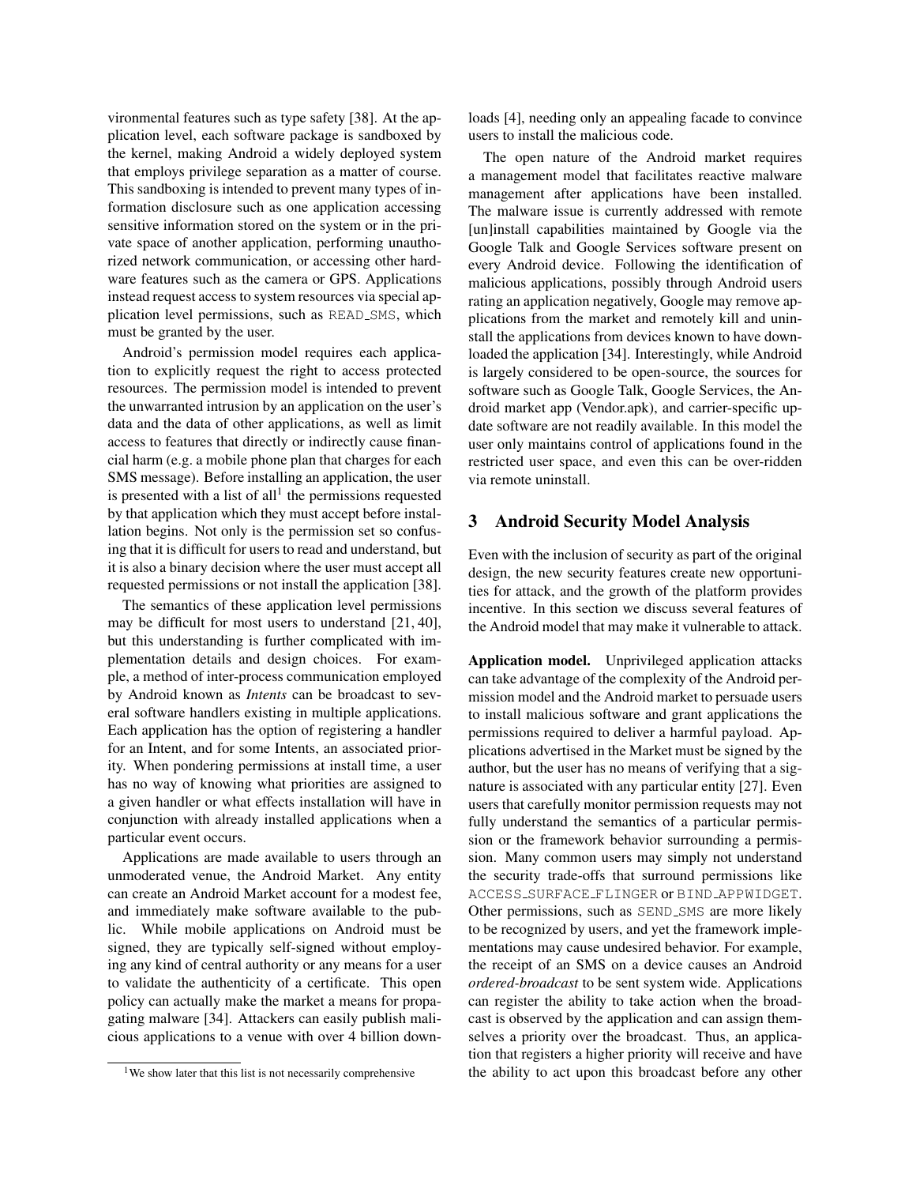vironmental features such as type safety [38]. At the application level, each software package is sandboxed by the kernel, making Android a widely deployed system that employs privilege separation as a matter of course. This sandboxing is intended to prevent many types of information disclosure such as one application accessing sensitive information stored on the system or in the private space of another application, performing unauthorized network communication, or accessing other hardware features such as the camera or GPS. Applications instead request access to system resources via special application level permissions, such as READ_SMS, which must be granted by the user.

Android's permission model requires each application to explicitly request the right to access protected resources. The permission model is intended to prevent the unwarranted intrusion by an application on the user's data and the data of other applications, as well as limit access to features that directly or indirectly cause financial harm (e.g. a mobile phone plan that charges for each SMS message). Before installing an application, the user is presented with a list of all[1] the permissions requested by that application which they must accept before installation begins. Not only is the permission set so confusing that it is difficult for users to read and understand, but it is also a binary decision where the user must accept all requested permissions or not install the application [38].

The semantics of these application level permissions may be difficult for most users to understand [21, 40], but this understanding is further complicated with implementation details and design choices. For example, a method of inter-process communication employed by Android known as *Intents* can be broadcast to several software handlers existing in multiple applications. Each application has the option of registering a handler for an Intent, and for some Intents, an associated priority. When pondering permissions at install time, a user has no way of knowing what priorities are assigned to a given handler or what effects installation will have in conjunction with already installed applications when a particular event occurs.

Applications are made available to users through an unmoderated venue, the Android Market. Any entity can create an Android Market account for a modest fee, and immediately make software available to the public. While mobile applications on Android must be signed, they are typically self-signed without employing any kind of central authority or any means for a user to validate the authenticity of a certificate. This open policy can actually make the market a means for propagating malware [34]. Attackers can easily publish malicious applications to a venue with over 4 billion downloads [4], needing only an appealing facade to convince users to install the malicious code.

The open nature of the Android market requires a management model that facilitates reactive malware management after applications have been installed. The malware issue is currently addressed with remote [un]install capabilities maintained by Google via the Google Talk and Google Services software present on every Android device. Following the identification of malicious applications, possibly through Android users rating an application negatively, Google may remove applications from the market and remotely kill and uninstall the applications from devices known to have downloaded the application [34]. Interestingly, while Android is largely considered to be open-source, the sources for software such as Google Talk, Google Services, the Android market app (Vendor.apk), and carrier-specific update software are not readily available. In this model the user only maintains control of applications found in the restricted user space, and even this can be over-ridden via remote uninstall.

## 3 Android Security Model Analysis

Even with the inclusion of security as part of the original design, the new security features create new opportunities for attack, and the growth of the platform provides incentive. In this section we discuss several features of the Android model that may make it vulnerable to attack.

**Application model.** Unprivileged application attacks can take advantage of the complexity of the Android permission model and the Android market to persuade users to install malicious software and grant applications the permissions required to deliver a harmful payload. Applications advertised in the Market must be signed by the author, but the user has no means of verifying that a signature is associated with any particular entity [27]. Even users that carefully monitor permission requests may not fully understand the semantics of a particular permission or the framework behavior surrounding a permission. Many common users may simply not understand the security trade-offs that surround permissions like ACCESS_SURFACE_FLINGER or BIND_APPWIDGET. Other permissions, such as SEND_SMS are more likely to be recognized by users, and yet the framework implementations may cause undesired behavior. For example, the receipt of an SMS on a device causes an Android *ordered-broadcast* to be sent system wide. Applications can register the ability to take action when the broadcast is observed by the application and can assign themselves a priority over the broadcast. Thus, an application that registers a higher priority will receive and have the ability to act upon this broadcast before any other

[1] We show later that this list is not necessarily comprehensive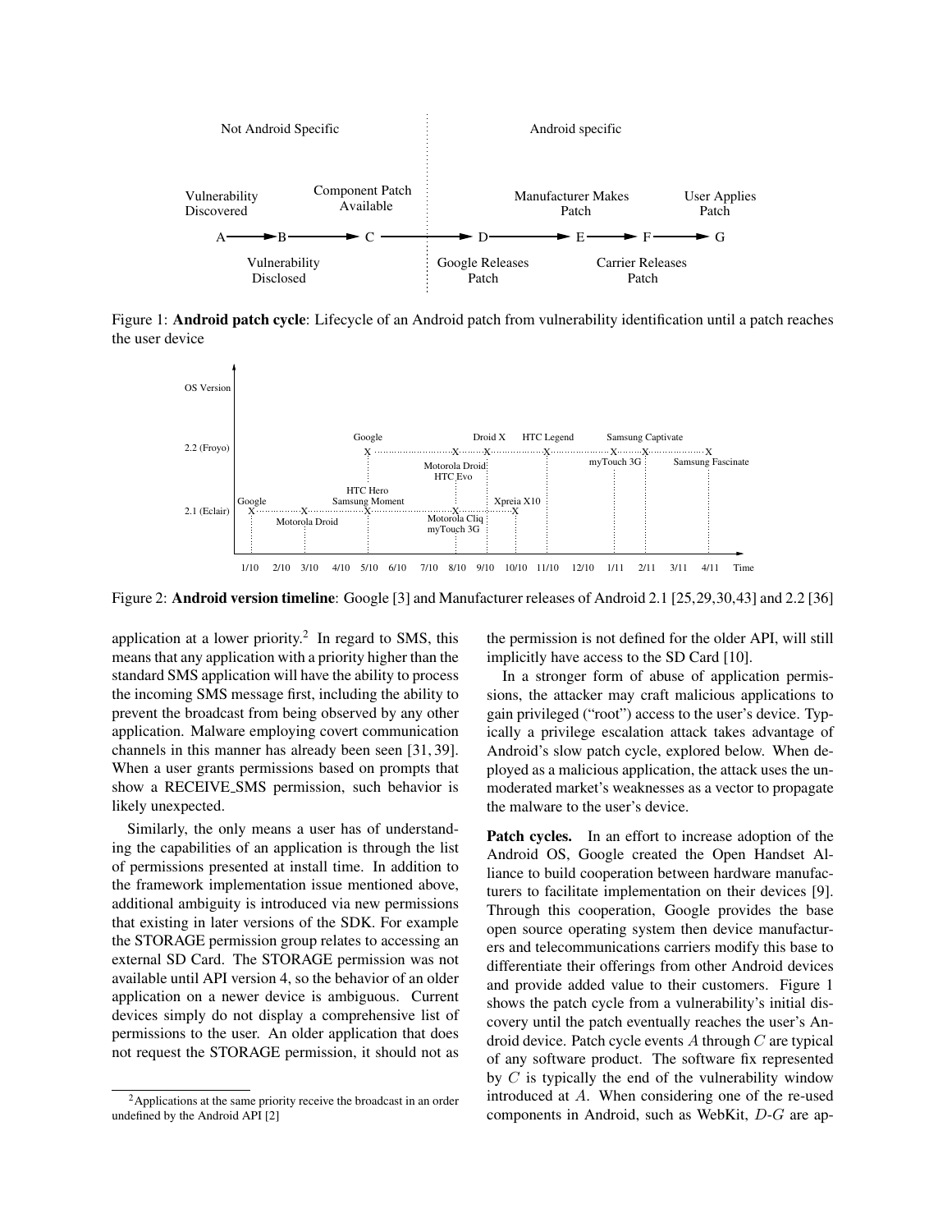Figure 1: **Android patch cycle**: Lifecycle of an Android patch from vulnerability identification until a patch reaches the user device

Figure 2: **Android version timeline**: Google [3] and Manufacturer releases of Android 2.1 [25,29,30,43] and 2.2 [36]

application at a lower priority.[2] In regard to SMS, this means that any application with a priority higher than the standard SMS application will have the ability to process the incoming SMS message first, including the ability to prevent the broadcast from being observed by any other application. Malware employing covert communication channels in this manner has already been seen [31, 39]. When a user grants permissions based on prompts that show a RECEIVE_SMS permission, such behavior is likely unexpected.

Similarly, the only means a user has of understanding the capabilities of an application is through the list of permissions presented at install time. In addition to the framework implementation issue mentioned above, additional ambiguity is introduced via new permissions that existing in later versions of the SDK. For example the STORAGE permission group relates to accessing an external SD Card. The STORAGE permission was not available until API version 4, so the behavior of an older application on a newer device is ambiguous. Current devices simply do not display a comprehensive list of permissions to the user. An older application that does not request the STORAGE permission, it should not as the permission is not defined for the older API, will still implicitly have access to the SD Card [10].

In a stronger form of abuse of application permissions, the attacker may craft malicious applications to gain privileged ("root") access to the user's device. Typically a privilege escalation attack takes advantage of Android's slow patch cycle, explored below. When deployed as a malicious application, the attack uses the unmoderated market's weaknesses as a vector to propagate the malware to the user's device.

**Patch cycles.** In an effort to increase adoption of the Android OS, Google created the Open Handset Alliance to build cooperation between hardware manufacturers to facilitate implementation on their devices [9]. Through this cooperation, Google provides the base open source operating system then device manufacturers and telecommunications carriers modify this base to differentiate their offerings from other Android devices and provide added value to their customers. Figure 1 shows the patch cycle from a vulnerability's initial discovery until the patch eventually reaches the user's Android device. Patch cycle events $A$ through $C$ are typical of any software product. The software fix represented by $C$ is typically the end of the vulnerability window introduced at $A$. When considering one of the re-used components in Android, such as WebKit, $D$-$G$ are ap-

[2] Applications at the same priority receive the broadcast in an order undefined by the Android API [2]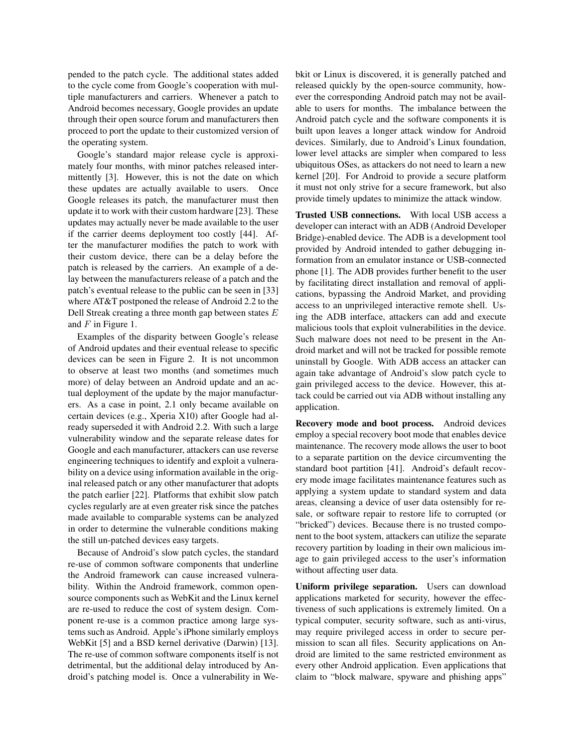pended to the patch cycle. The additional states added to the cycle come from Google's cooperation with multiple manufacturers and carriers. Whenever a patch to Android becomes necessary, Google provides an update through their open source forum and manufacturers then proceed to port the update to their customized version of the operating system.

Google's standard major release cycle is approximately four months, with minor patches released intermittently [3]. However, this is not the date on which these updates are actually available to users. Once Google releases its patch, the manufacturer must then update it to work with their custom hardware [23]. These updates may actually never be made available to the user if the carrier deems deployment too costly [44]. After the manufacturer modifies the patch to work with their custom device, there can be a delay before the patch is released by the carriers. An example of a delay between the manufacturers release of a patch and the patch's eventual release to the public can be seen in [33] where AT&T postponed the release of Android 2.2 to the Dell Streak creating a three month gap between states $E$ and $F$ in Figure 1.

Examples of the disparity between Google's release of Android updates and their eventual release to specific devices can be seen in Figure 2. It is not uncommon to observe at least two months (and sometimes much more) of delay between an Android update and an actual deployment of the update by the major manufacturers. As a case in point, 2.1 only became available on certain devices (e.g., Xperia X10) after Google had already superseded it with Android 2.2. With such a large vulnerability window and the separate release dates for Google and each manufacturer, attackers can use reverse engineering techniques to identify and exploit a vulnerability on a device using information available in the original released patch or any other manufacturer that adopts the patch earlier [22]. Platforms that exhibit slow patch cycles regularly are at even greater risk since the patches made available to comparable systems can be analyzed in order to determine the vulnerable conditions making the still un-patched devices easy targets.

Because of Android's slow patch cycles, the standard re-use of common software components that underline the Android framework can cause increased vulnerability. Within the Android framework, common open-source components such as WebKit and the Linux kernel are re-used to reduce the cost of system design. Component re-use is a common practice among large systems such as Android. Apple's iPhone similarly employs WebKit [5] and a BSD kernel derivative (Darwin) [13]. The re-use of common software components itself is not detrimental, but the additional delay introduced by Android's patching model is. Once a vulnerability in Webkit or Linux is discovered, it is generally patched and released quickly by the open-source community, however the corresponding Android patch may not be available to users for months. The imbalance between the Android patch cycle and the software components it is built upon leaves a longer attack window for Android devices. Similarly, due to Android's Linux foundation, lower level attacks are simpler when compared to less ubiquitous OSes, as attackers do not need to learn a new kernel [20]. For Android to provide a secure platform it must not only strive for a secure framework, but also provide timely updates to minimize the attack window.

**Trusted USB connections.** With local USB access a developer can interact with an ADB (Android Developer Bridge)-enabled device. The ADB is a development tool provided by Android intended to gather debugging information from an emulator instance or USB-connected phone [1]. The ADB provides further benefit to the user by facilitating direct installation and removal of applications, bypassing the Android Market, and providing access to an unprivileged interactive remote shell. Using the ADB interface, attackers can add and execute malicious tools that exploit vulnerabilities in the device. Such malware does not need to be present in the Android market and will not be tracked for possible remote uninstall by Google. With ADB access an attacker can again take advantage of Android's slow patch cycle to gain privileged access to the device. However, this attack could be carried out via ADB without installing any application.

**Recovery mode and boot process.** Android devices employ a special recovery boot mode that enables device maintenance. The recovery mode allows the user to boot to a separate partition on the device circumventing the standard boot partition [41]. Android's default recovery mode image facilitates maintenance features such as applying a system update to standard system and data areas, cleansing a device of user data ostensibly for resale, or software repair to restore life to corrupted (or "bricked") devices. Because there is no trusted component to the boot system, attackers can utilize the separate recovery partition by loading in their own malicious image to gain privileged access to the user's information without affecting user data.

**Uniform privilege separation.** Users can download applications marketed for security, however the effectiveness of such applications is extremely limited. On a typical computer, security software, such as anti-virus, may require privileged access in order to secure permission to scan all files. Security applications on Android are limited to the same restricted environment as every other Android application. Even applications that claim to "block malware, spyware and phishing apps"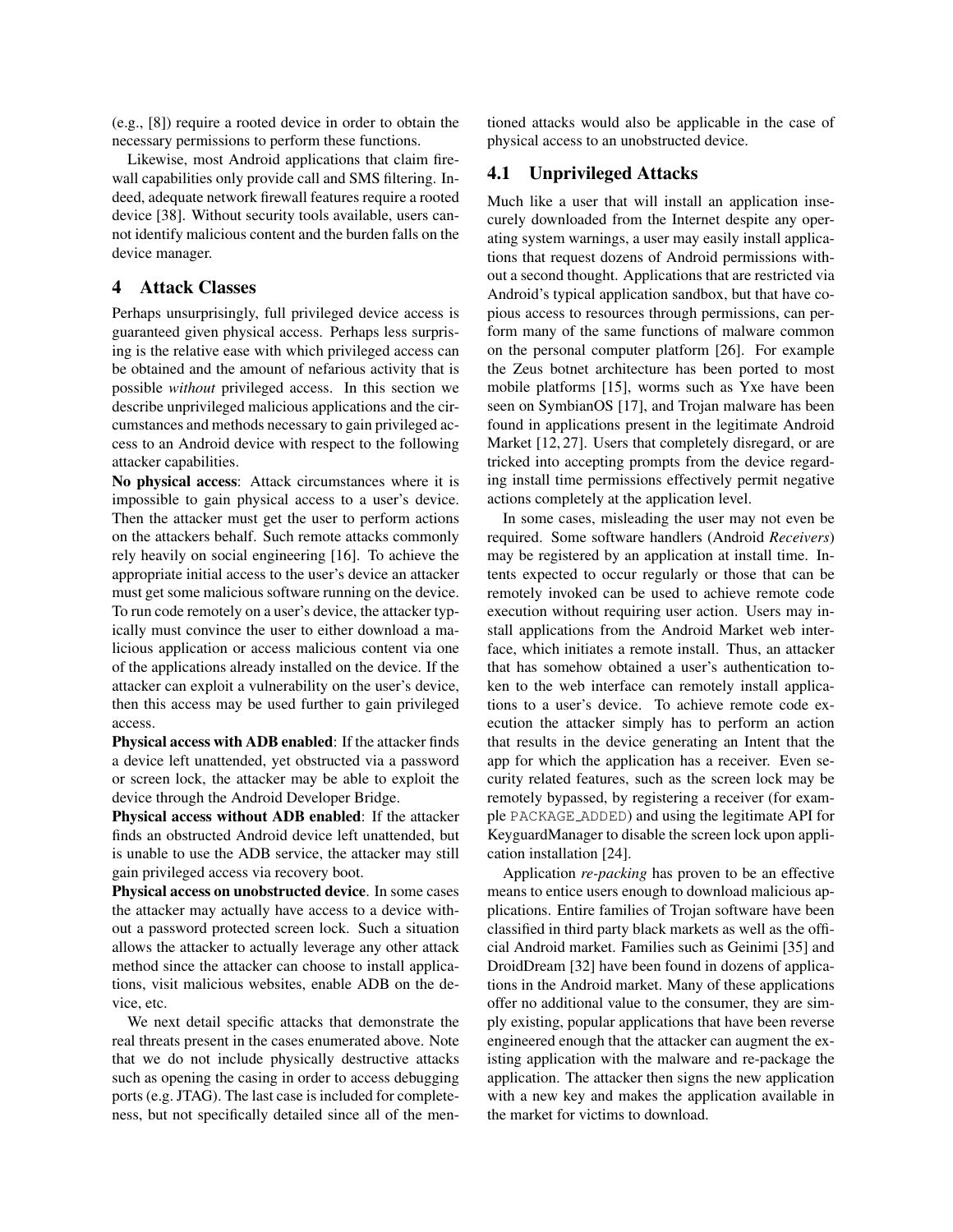(e.g., [8]) require a rooted device in order to obtain the necessary permissions to perform these functions.

Likewise, most Android applications that claim firewall capabilities only provide call and SMS filtering. Indeed, adequate network firewall features require a rooted device [38]. Without security tools available, users cannot identify malicious content and the burden falls on the device manager.

## 4 Attack Classes

Perhaps unsurprisingly, full privileged device access is guaranteed given physical access. Perhaps less surprising is the relative ease with which privileged access can be obtained and the amount of nefarious activity that is possible *without* privileged access. In this section we describe unprivileged malicious applications and the circumstances and methods necessary to gain privileged access to an Android device with respect to the following attacker capabilities.

**No physical access**: Attack circumstances where it is impossible to gain physical access to a user's device. Then the attacker must get the user to perform actions on the attackers behalf. Such remote attacks commonly rely heavily on social engineering [16]. To achieve the appropriate initial access to the user's device an attacker must get some malicious software running on the device. To run code remotely on a user's device, the attacker typically must convince the user to either download a malicious application or access malicious content via one of the applications already installed on the device. If the attacker can exploit a vulnerability on the user's device, then this access may be used further to gain privileged access.

**Physical access with ADB enabled**: If the attacker finds a device left unattended, yet obstructed via a password or screen lock, the attacker may be able to exploit the device through the Android Developer Bridge.

**Physical access without ADB enabled**: If the attacker finds an obstructed Android device left unattended, but is unable to use the ADB service, the attacker may still gain privileged access via recovery boot.

**Physical access on unobstructed device**. In some cases the attacker may actually have access to a device without a password protected screen lock. Such a situation allows the attacker to actually leverage any other attack method since the attacker can choose to install applications, visit malicious websites, enable ADB on the device, etc.

We next detail specific attacks that demonstrate the real threats present in the cases enumerated above. Note that we do not include physically destructive attacks such as opening the casing in order to access debugging ports (e.g. JTAG). The last case is included for completeness, but not specifically detailed since all of the mentioned attacks would also be applicable in the case of physical access to an unobstructed device.

### 4.1 Unprivileged Attacks

Much like a user that will install an application insecurely downloaded from the Internet despite any operating system warnings, a user may easily install applications that request dozens of Android permissions without a second thought. Applications that are restricted via Android's typical application sandbox, but that have copious access to resources through permissions, can perform many of the same functions of malware common on the personal computer platform [26]. For example the Zeus botnet architecture has been ported to most mobile platforms [15], worms such as Yxe have been seen on SymbianOS [17], and Trojan malware has been found in applications present in the legitimate Android Market [12, 27]. Users that completely disregard, or are tricked into accepting prompts from the device regarding install time permissions effectively permit negative actions completely at the application level.

In some cases, misleading the user may not even be required. Some software handlers (Android *Receivers*) may be registered by an application at install time. Intents expected to occur regularly or those that can be remotely invoked can be used to achieve remote code execution without requiring user action. Users may install applications from the Android Market web interface, which initiates a remote install. Thus, an attacker that has somehow obtained a user's authentication token to the web interface can remotely install applications to a user's device. To achieve remote code execution the attacker simply has to perform an action that results in the device generating an Intent that the app for which the application has a receiver. Even security related features, such as the screen lock may be remotely bypassed, by registering a receiver (for example `PACKAGE_ADDED`) and using the legitimate API for KeyguardManager to disable the screen lock upon application installation [24].

Application *re-packing* has proven to be an effective means to entice users enough to download malicious applications. Entire families of Trojan software have been classified in third party black markets as well as the official Android market. Families such as Geinimi [35] and DroidDream [32] have been found in dozens of applications in the Android market. Many of these applications offer no additional value to the consumer, they are simply existing, popular applications that have been reverse engineered enough that the attacker can augment the existing application with the malware and re-package the application. The attacker then signs the new application with a new key and makes the application available in the market for victims to download.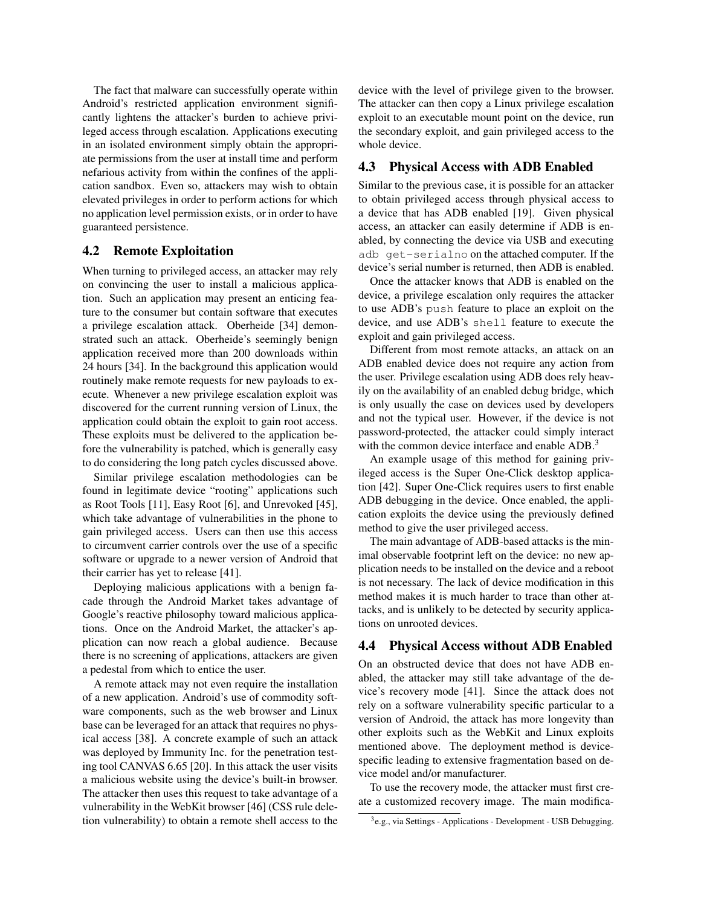The fact that malware can successfully operate within Android's restricted application environment significantly lightens the attacker's burden to achieve privileged access through escalation. Applications executing in an isolated environment simply obtain the appropriate permissions from the user at install time and perform nefarious activity from within the confines of the application sandbox. Even so, attackers may wish to obtain elevated privileges in order to perform actions for which no application level permission exists, or in order to have guaranteed persistence.

### 4.2 Remote Exploitation

When turning to privileged access, an attacker may rely on convincing the user to install a malicious application. Such an application may present an enticing feature to the consumer but contain software that executes a privilege escalation attack. Oberheide [34] demonstrated such an attack. Oberheide's seemingly benign application received more than 200 downloads within 24 hours [34]. In the background this application would routinely make remote requests for new payloads to execute. Whenever a new privilege escalation exploit was discovered for the current running version of Linux, the application could obtain the exploit to gain root access. These exploits must be delivered to the application before the vulnerability is patched, which is generally easy to do considering the long patch cycles discussed above.

Similar privilege escalation methodologies can be found in legitimate device "rooting" applications such as Root Tools [11], Easy Root [6], and Unrevoked [45], which take advantage of vulnerabilities in the phone to gain privileged access. Users can then use this access to circumvent carrier controls over the use of a specific software or upgrade to a newer version of Android that their carrier has yet to release [41].

Deploying malicious applications with a benign facade through the Android Market takes advantage of Google's reactive philosophy toward malicious applications. Once on the Android Market, the attacker's application can now reach a global audience. Because there is no screening of applications, attackers are given a pedestal from which to entice the user.

A remote attack may not even require the installation of a new application. Android's use of commodity software components, such as the web browser and Linux base can be leveraged for an attack that requires no physical access [38]. A concrete example of such an attack was deployed by Immunity Inc. for the penetration testing tool CANVAS 6.65 [20]. In this attack the user visits a malicious website using the device's built-in browser. The attacker then uses this request to take advantage of a vulnerability in the WebKit browser [46] (CSS rule deletion vulnerability) to obtain a remote shell access to the device with the level of privilege given to the browser. The attacker can then copy a Linux privilege escalation exploit to an executable mount point on the device, run the secondary exploit, and gain privileged access to the whole device.

### 4.3 Physical Access with ADB Enabled

Similar to the previous case, it is possible for an attacker to obtain privileged access through physical access to a device that has ADB enabled [19]. Given physical access, an attacker can easily determine if ADB is enabled, by connecting the device via USB and executing `adb get-serialno` on the attached computer. If the device's serial number is returned, then ADB is enabled.

Once the attacker knows that ADB is enabled on the device, a privilege escalation only requires the attacker to use ADB's `push` feature to place an exploit on the device, and use ADB's `shell` feature to execute the exploit and gain privileged access.

Different from most remote attacks, an attack on an ADB enabled device does not require any action from the user. Privilege escalation using ADB does rely heavily on the availability of an enabled debug bridge, which is only usually the case on devices used by developers and not the typical user. However, if the device is not password-protected, the attacker could simply interact with the common device interface and enable ADB.[3]

An example usage of this method for gaining privileged access is the Super One-Click desktop application [42]. Super One-Click requires users to first enable ADB debugging in the device. Once enabled, the application exploits the device using the previously defined method to give the user privileged access.

The main advantage of ADB-based attacks is the minimal observable footprint left on the device: no new application needs to be installed on the device and a reboot is not necessary. The lack of device modification in this method makes it is much harder to trace than other attacks, and is unlikely to be detected by security applications on unrooted devices.

### 4.4 Physical Access without ADB Enabled

On an obstructed device that does not have ADB enabled, the attacker may still take advantage of the device's recovery mode [41]. Since the attack does not rely on a software vulnerability specific particular to a version of Android, the attack has more longevity than other exploits such as the WebKit and Linux exploits mentioned above. The deployment method is device-specific leading to extensive fragmentation based on device model and/or manufacturer.

To use the recovery mode, the attacker must first create a customized recovery image. The main modifica-

[3] e.g., via Settings - Applications - Development - USB Debugging.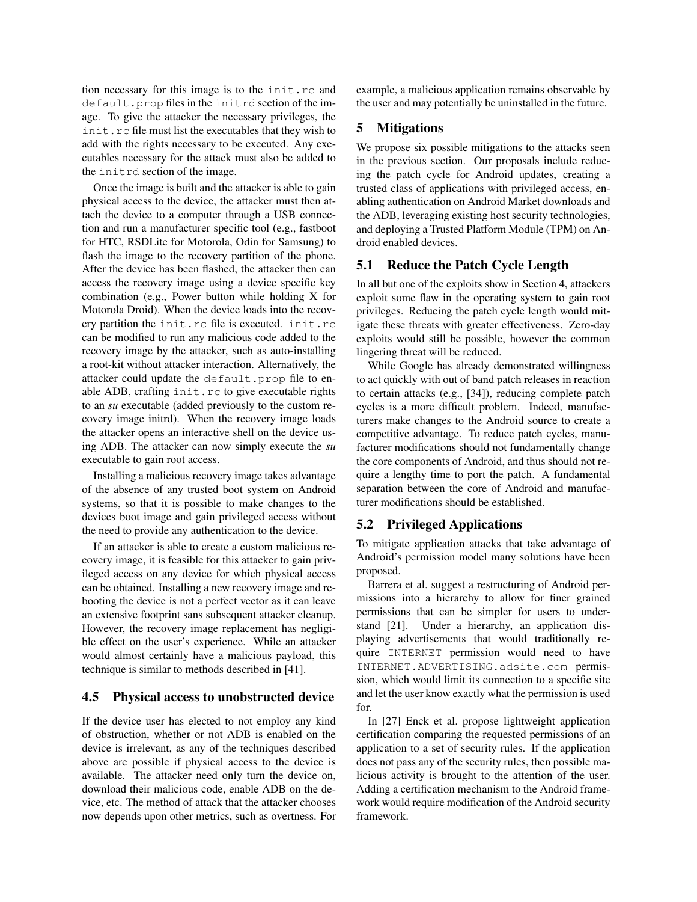tion necessary for this image is to the init.rc and default.prop files in the initrd section of the image. To give the attacker the necessary privileges, the init.rc file must list the executables that they wish to add with the rights necessary to be executed. Any executables necessary for the attack must also be added to the initrd section of the image.

Once the image is built and the attacker is able to gain physical access to the device, the attacker must then attach the device to a computer through a USB connection and run a manufacturer specific tool (e.g., fastboot for HTC, RSDLite for Motorola, Odin for Samsung) to flash the image to the recovery partition of the phone. After the device has been flashed, the attacker then can access the recovery image using a device specific key combination (e.g., Power button while holding X for Motorola Droid). When the device loads into the recovery partition the init.rc file is executed. init.rc can be modified to run any malicious code added to the recovery image by the attacker, such as auto-installing a root-kit without attacker interaction. Alternatively, the attacker could update the default.prop file to enable ADB, crafting init.rc to give executable rights to an *su* executable (added previously to the custom recovery image initrd). When the recovery image loads the attacker opens an interactive shell on the device using ADB. The attacker can now simply execute the *su* executable to gain root access.

Installing a malicious recovery image takes advantage of the absence of any trusted boot system on Android systems, so that it is possible to make changes to the devices boot image and gain privileged access without the need to provide any authentication to the device.

If an attacker is able to create a custom malicious recovery image, it is feasible for this attacker to gain privileged access on any device for which physical access can be obtained. Installing a new recovery image and rebooting the device is not a perfect vector as it can leave an extensive footprint sans subsequent attacker cleanup. However, the recovery image replacement has negligible effect on the user's experience. While an attacker would almost certainly have a malicious payload, this technique is similar to methods described in [41].

## 4.5 Physical access to unobstructed device

If the device user has elected to not employ any kind of obstruction, whether or not ADB is enabled on the device is irrelevant, as any of the techniques described above are possible if physical access to the device is available. The attacker need only turn the device on, download their malicious code, enable ADB on the device, etc. The method of attack that the attacker chooses now depends upon other metrics, such as overtness. For example, a malicious application remains observable by the user and may potentially be uninstalled in the future.

# 5 Mitigations

We propose six possible mitigations to the attacks seen in the previous section. Our proposals include reducing the patch cycle for Android updates, creating a trusted class of applications with privileged access, enabling authentication on Android Market downloads and the ADB, leveraging existing host security technologies, and deploying a Trusted Platform Module (TPM) on Android enabled devices.

## 5.1 Reduce the Patch Cycle Length

In all but one of the exploits show in Section 4, attackers exploit some flaw in the operating system to gain root privileges. Reducing the patch cycle length would mitigate these threats with greater effectiveness. Zero-day exploits would still be possible, however the common lingering threat will be reduced.

While Google has already demonstrated willingness to act quickly with out of band patch releases in reaction to certain attacks (e.g., [34]), reducing complete patch cycles is a more difficult problem. Indeed, manufacturers make changes to the Android source to create a competitive advantage. To reduce patch cycles, manufacturer modifications should not fundamentally change the core components of Android, and thus should not require a lengthy time to port the patch. A fundamental separation between the core of Android and manufacturer modifications should be established.

## 5.2 Privileged Applications

To mitigate application attacks that take advantage of Android's permission model many solutions have been proposed.

Barrera et al. suggest a restructuring of Android permissions into a hierarchy to allow for finer grained permissions that can be simpler for users to understand [21]. Under a hierarchy, an application displaying advertisements that would traditionally require INTERNET permission would need to have INTERNET.ADVERTISING.adsite.com permission, which would limit its connection to a specific site and let the user know exactly what the permission is used for.

In [27] Enck et al. propose lightweight application certification comparing the requested permissions of an application to a set of security rules. If the application does not pass any of the security rules, then possible malicious activity is brought to the attention of the user. Adding a certification mechanism to the Android framework would require modification of the Android security framework.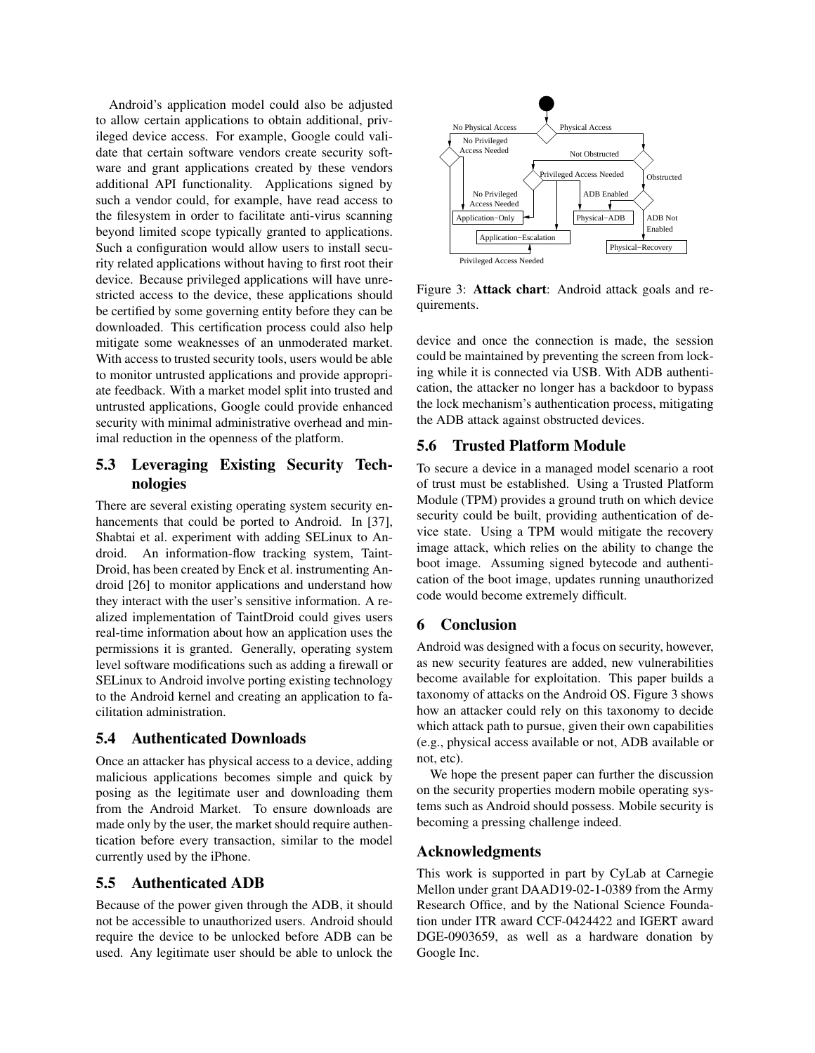Android's application model could also be adjusted to allow certain applications to obtain additional, privileged device access. For example, Google could validate that certain software vendors create security software and grant applications created by these vendors additional API functionality. Applications signed by such a vendor could, for example, have read access to the filesystem in order to facilitate anti-virus scanning beyond limited scope typically granted to applications. Such a configuration would allow users to install security related applications without having to first root their device. Because privileged applications will have unrestricted access to the device, these applications should be certified by some governing entity before they can be downloaded. This certification process could also help mitigate some weaknesses of an unmoderated market. With access to trusted security tools, users would be able to monitor untrusted applications and provide appropriate feedback. With a market model split into trusted and untrusted applications, Google could provide enhanced security with minimal administrative overhead and minimal reduction in the openness of the platform.

## 5.3 Leveraging Existing Security Technologies

There are several existing operating system security enhancements that could be ported to Android. In [37], Shabtai et al. experiment with adding SELinux to Android. An information-flow tracking system, TaintDroid, has been created by Enck et al. instrumenting Android [26] to monitor applications and understand how they interact with the user's sensitive information. A realized implementation of TaintDroid could gives users real-time information about how an application uses the permissions it is granted. Generally, operating system level software modifications such as adding a firewall or SELinux to Android involve porting existing technology to the Android kernel and creating an application to facilitation administration.

## 5.4 Authenticated Downloads

Once an attacker has physical access to a device, adding malicious applications becomes simple and quick by posing as the legitimate user and downloading them from the Android Market. To ensure downloads are made only by the user, the market should require authentication before every transaction, similar to the model currently used by the iPhone.

## 5.5 Authenticated ADB

Because of the power given through the ADB, it should not be accessible to unauthorized users. Android should require the device to be unlocked before ADB can be used. Any legitimate user should be able to unlock the device and once the connection is made, the session could be maintained by preventing the screen from locking while it is connected via USB. With ADB authentication, the attacker no longer has a backdoor to bypass the lock mechanism's authentication process, mitigating the ADB attack against obstructed devices.

Figure 3: **Attack chart**: Android attack goals and requirements.

## 5.6 Trusted Platform Module

To secure a device in a managed model scenario a root of trust must be established. Using a Trusted Platform Module (TPM) provides a ground truth on which device security could be built, providing authentication of device state. Using a TPM would mitigate the recovery image attack, which relies on the ability to change the boot image. Assuming signed bytecode and authentication of the boot image, updates running unauthorized code would become extremely difficult.

## 6 Conclusion

Android was designed with a focus on security, however, as new security features are added, new vulnerabilities become available for exploitation. This paper builds a taxonomy of attacks on the Android OS. Figure 3 shows how an attacker could rely on this taxonomy to decide which attack path to pursue, given their own capabilities (e.g., physical access available or not, ADB available or not, etc).

We hope the present paper can further the discussion on the security properties modern mobile operating systems such as Android should possess. Mobile security is becoming a pressing challenge indeed.

## Acknowledgments

This work is supported in part by CyLab at Carnegie Mellon under grant DAAD19-02-1-0389 from the Army Research Office, and by the National Science Foundation under ITR award CCF-0424422 and IGERT award DGE-0903659, as well as a hardware donation by Google Inc.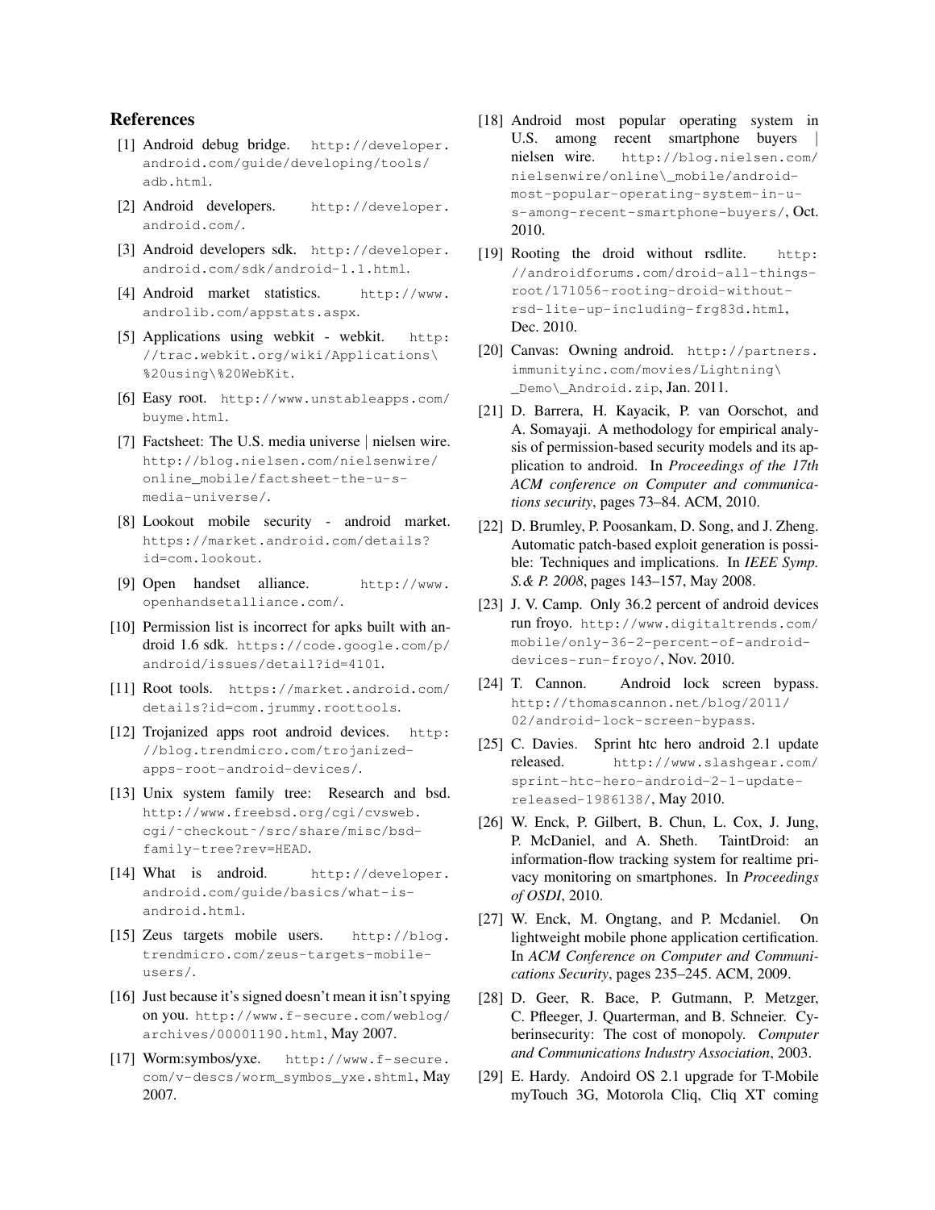## References

[1] Android debug bridge. http://developer.android.com/guide/developing/tools/adb.html.

[2] Android developers. http://developer.android.com/.

[3] Android developers sdk. http://developer.android.com/sdk/android-1.1.html.

[4] Android market statistics. http://www.androlib.com/appstats.aspx.

[5] Applications using webkit - webkit. http://trac.webkit.org/wiki/Applications\%20using\%20WebKit.

[6] Easy root. http://www.unstableapps.com/buyme.html.

[7] Factsheet: The U.S. media universe | nielsen wire. http://blog.nielsen.com/nielsenwire/online_mobile/factsheet-the-u-s-media-universe/.

[8] Lookout mobile security - android market. https://market.android.com/details?id=com.lookout.

[9] Open handset alliance. http://www.openhandsetalliance.com/.

[10] Permission list is incorrect for apks built with android 1.6 sdk. https://code.google.com/p/android/issues/detail?id=4101.

[11] Root tools. https://market.android.com/details?id=com.jrummy.roottools.

[12] Trojanized apps root android devices. http://blog.trendmicro.com/trojanized-apps-root-android-devices/.

[13] Unix system family tree: Research and bsd. http://www.freebsd.org/cgi/cvsweb.cgi/~checkout~/src/share/misc/bsd-family-tree?rev=HEAD.

[14] What is android. http://developer.android.com/guide/basics/what-is-android.html.

[15] Zeus targets mobile users. http://blog.trendmicro.com/zeus-targets-mobile-users/.

[16] Just because it's signed doesn't mean it isn't spying on you. http://www.f-secure.com/weblog/archives/00001190.html, May 2007.

[17] Worm:symbos/yxe. http://www.f-secure.com/v-descs/worm_symbos_yxe.shtml, May 2007.

[18] Android most popular operating system in U.S. among recent smartphone buyers | nielsen wire. http://blog.nielsen.com/nielsenwire/online\_mobile/android-most-popular-operating-system-in-u-s-among-recent-smartphone-buyers/, Oct. 2010.

[19] Rooting the droid without rsdlite. http://androidforums.com/droid-all-things-root/171056-rooting-droid-without-rsd-lite-up-including-frg83d.html, Dec. 2010.

[20] Canvas: Owning android. http://partners.immunityinc.com/movies/Lightning\_Demo\_Android.zip, Jan. 2011.

[21] D. Barrera, H. Kayacik, P. van Oorschot, and A. Somayaji. A methodology for empirical analysis of permission-based security models and its application to android. In *Proceedings of the 17th ACM conference on Computer and communications security*, pages 73–84. ACM, 2010.

[22] D. Brumley, P. Poosankam, D. Song, and J. Zheng. Automatic patch-based exploit generation is possible: Techniques and implications. In *IEEE Symp. S.& P. 2008*, pages 143–157, May 2008.

[23] J. V. Camp. Only 36.2 percent of android devices run froyo. http://www.digitaltrends.com/mobile/only-36-2-percent-of-android-devices-run-froyo/, Nov. 2010.

[24] T. Cannon. Android lock screen bypass. http://thomascannon.net/blog/2011/02/android-lock-screen-bypass.

[25] C. Davies. Sprint htc hero android 2.1 update released. http://www.slashgear.com/sprint-htc-hero-android-2-1-update-released-1986138/, May 2010.

[26] W. Enck, P. Gilbert, B. Chun, L. Cox, J. Jung, P. McDaniel, and A. Sheth. TaintDroid: an information-flow tracking system for realtime privacy monitoring on smartphones. In *Proceedings of OSDI*, 2010.

[27] W. Enck, M. Ongtang, and P. Mcdaniel. On lightweight mobile phone application certification. In *ACM Conference on Computer and Communications Security*, pages 235–245. ACM, 2009.

[28] D. Geer, R. Bace, P. Gutmann, P. Metzger, C. Pfleeger, J. Quarterman, and B. Schneier. Cyberinsecurity: The cost of monopoly. *Computer and Communications Industry Association*, 2003.

[29] E. Hardy. Andoird OS 2.1 upgrade for T-Mobile myTouch 3G, Motorola Cliq, Cliq XT coming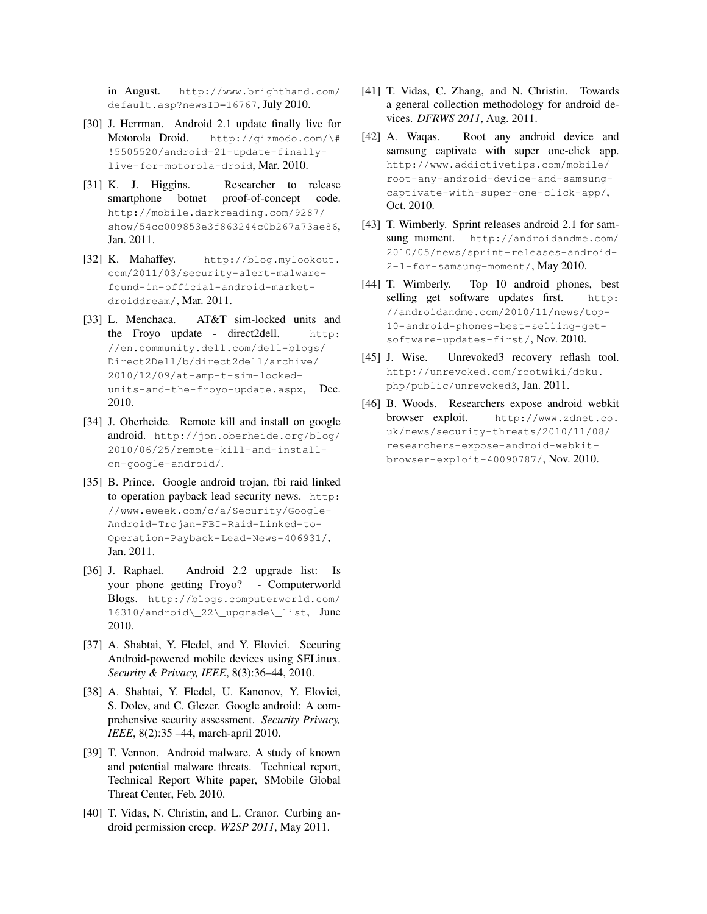in August. http://www.brighthand.com/default.asp?newsID=16767, July 2010.

[30] J. Herrman. Android 2.1 update finally live for Motorola Droid. http://gizmodo.com/\#!5505520/android-21-update-finally-live-for-motorola-droid, Mar. 2010.

[31] K. J. Higgins. Researcher to release smartphone botnet proof-of-concept code. http://mobile.darkreading.com/9287/show/54cc009853e3f863244c0b267a73ae86, Jan. 2011.

[32] K. Mahaffey. http://blog.mylookout.com/2011/03/security-alert-malware-found-in-official-android-market-droiddream/, Mar. 2011.

[33] L. Menchaca. AT&T sim-locked units and the Froyo update - direct2dell. http://en.community.dell.com/dell-blogs/Direct2Dell/b/direct2dell/archive/2010/12/09/at-amp-t-sim-locked-units-and-the-froyo-update.aspx, Dec. 2010.

[34] J. Oberheide. Remote kill and install on google android. http://jon.oberheide.org/blog/2010/06/25/remote-kill-and-install-on-google-android/.

[35] B. Prince. Google android trojan, fbi raid linked to operation payback lead security news. http://www.eweek.com/c/a/Security/Google-Android-Trojan-FBI-Raid-Linked-to-Operation-Payback-Lead-News-406931/, Jan. 2011.

[36] J. Raphael. Android 2.2 upgrade list: Is your phone getting Froyo? - Computerworld Blogs. http://blogs.computerworld.com/16310/android\_22\_upgrade\_list, June 2010.

[37] A. Shabtai, Y. Fledel, and Y. Elovici. Securing Android-powered mobile devices using SELinux. *Security & Privacy, IEEE*, 8(3):36–44, 2010.

[38] A. Shabtai, Y. Fledel, U. Kanonov, Y. Elovici, S. Dolev, and C. Glezer. Google android: A comprehensive security assessment. *Security Privacy, IEEE*, 8(2):35 –44, march-april 2010.

[39] T. Vennon. Android malware. A study of known and potential malware threats. Technical report, Technical Report White paper, SMobile Global Threat Center, Feb. 2010.

[40] T. Vidas, N. Christin, and L. Cranor. Curbing android permission creep. *W2SP 2011*, May 2011.

[41] T. Vidas, C. Zhang, and N. Christin. Towards a general collection methodology for android devices. *DFRWS 2011*, Aug. 2011.

[42] A. Waqas. Root any android device and samsung captivate with super one-click app. http://www.addictivetips.com/mobile/root-any-android-device-and-samsung-captivate-with-super-one-click-app/, Oct. 2010.

[43] T. Wimberly. Sprint releases android 2.1 for samsung moment. http://androidandme.com/2010/05/news/sprint-releases-android-2-1-for-samsung-moment/, May 2010.

[44] T. Wimberly. Top 10 android phones, best selling get software updates first. http://androidandme.com/2010/11/news/top-10-android-phones-best-selling-get-software-updates-first/, Nov. 2010.

[45] J. Wise. Unrevoked3 recovery reflash tool. http://unrevoked.com/rootwiki/doku.php/public/unrevoked3, Jan. 2011.

[46] B. Woods. Researchers expose android webkit browser exploit. http://www.zdnet.co.uk/news/security-threats/2010/11/08/researchers-expose-android-webkit-browser-exploit-40090787/, Nov. 2010.